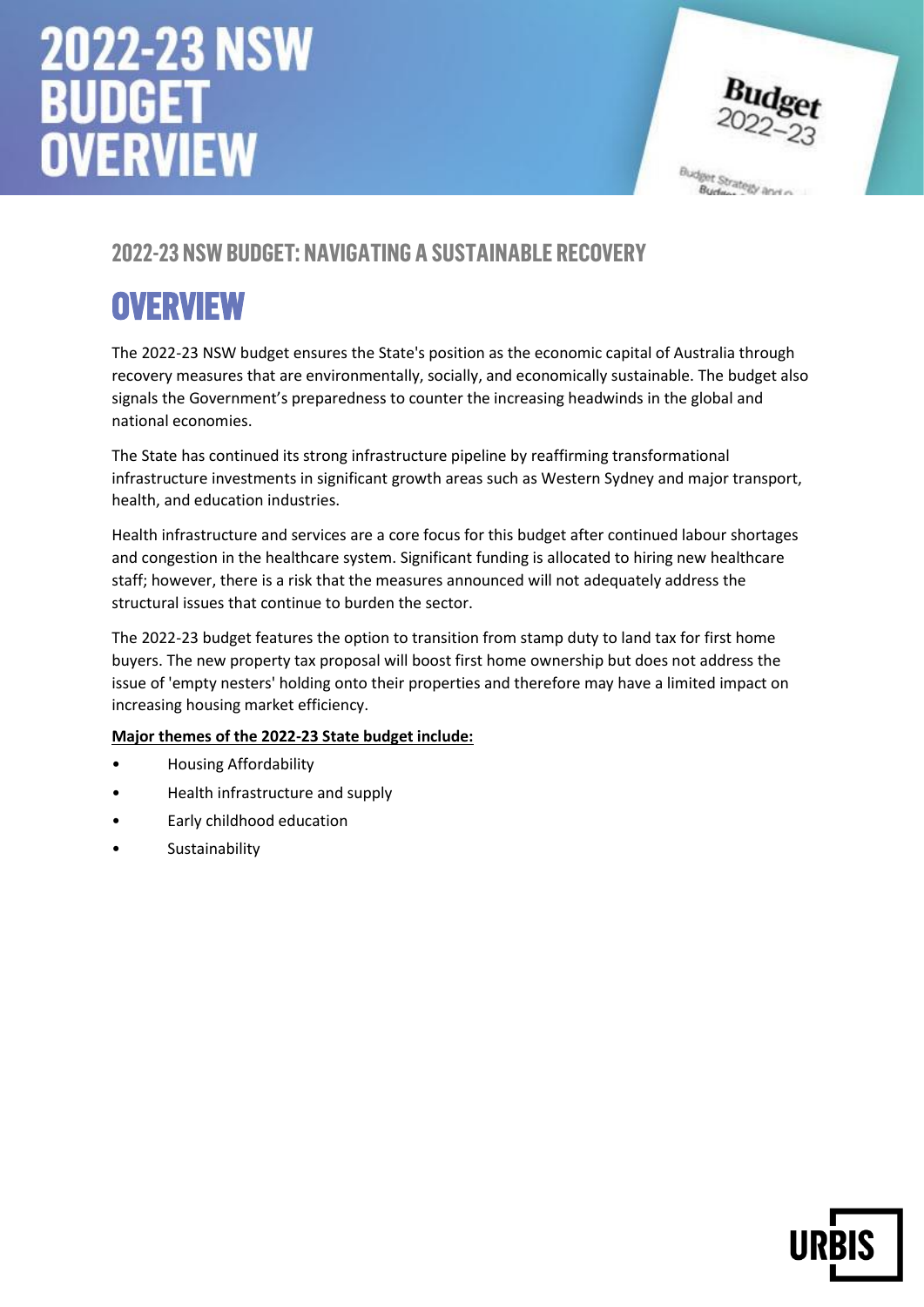# 2022-23 NSW BUDGET OVERVIEW

## 2022-23 NSW BUDGET: NAVIGATING A SUSTAINABLE RECOVERY

## OVERVIEW

The 2022-23 NSW budget ensures the State's position as the economic capital of Australia through recovery measures that are environmentally, socially, and economically sustainable. The budget also signals the Government's preparedness to counter the increasing headwinds in the global and national economies.

The State has continued its strong infrastructure pipeline by reaffirming transformational infrastructure investments in significant growth areas such as Western Sydney and major transport, health, and education industries.

Health infrastructure and services are a core focus for this budget after continued labour shortages and congestion in the healthcare system. Significant funding is allocated to hiring new healthcare staff; however, there is a risk that the measures announced will not adequately address the structural issues that continue to burden the sector.

The 2022-23 budget features the option to transition from stamp duty to land tax for first home buyers. The new property tax proposal will boost first home ownership but does not address the issue of 'empty nesters' holding onto their properties and therefore may have a limited impact on increasing housing market efficiency.

**Major themes of the 2022-23 State budget include:**

- Housing Affordability
- Health infrastructure and supply
- Early childhood education
- Sustainability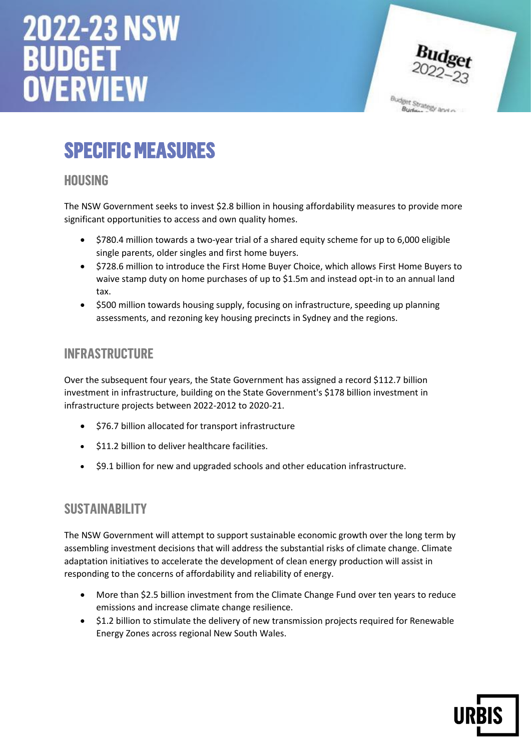# 2022-23 NSW BUDGET OVERVIEW

## SPECIFIC MEASURES

### HOUSING

The NSW Government seeks to invest $2.8 billion in housing affordability measures to provide more significant opportunities to access and own quality homes.

- $780.4 million towards a two-year trial of a shared equity scheme for up to 6,000 eligible single parents, older singles and first home buyers.
- $728.6 million to introduce the First Home Buyer Choice, which allows First Home Buyers to waive stamp duty on home purchases of up to $1.5m and instead opt-in to an annual land tax.
- $500 million towards housing supply, focusing on infrastructure, speeding up planning assessments, and rezoning key housing precincts in Sydney and the regions.

### INFRASTRUCTURE

Over the subsequent four years, the State Government has assigned a record $112.7 billion investment in infrastructure, building on the State Government's $178 billion investment in infrastructure projects between 2022-2012 to 2020-21.

- $76.7 billion allocated for transport infrastructure
- $11.2 billion to deliver healthcare facilities.
- $9.1 billion for new and upgraded schools and other education infrastructure.

### SUSTAINABILITY

The NSW Government will attempt to support sustainable economic growth over the long term by assembling investment decisions that will address the substantial risks of climate change. Climate adaptation initiatives to accelerate the development of clean energy production will assist in responding to the concerns of affordability and reliability of energy.

- More than $2.5 billion investment from the Climate Change Fund over ten years to reduce emissions and increase climate change resilience.
- $1.2 billion to stimulate the delivery of new transmission projects required for Renewable Energy Zones across regional New South Wales.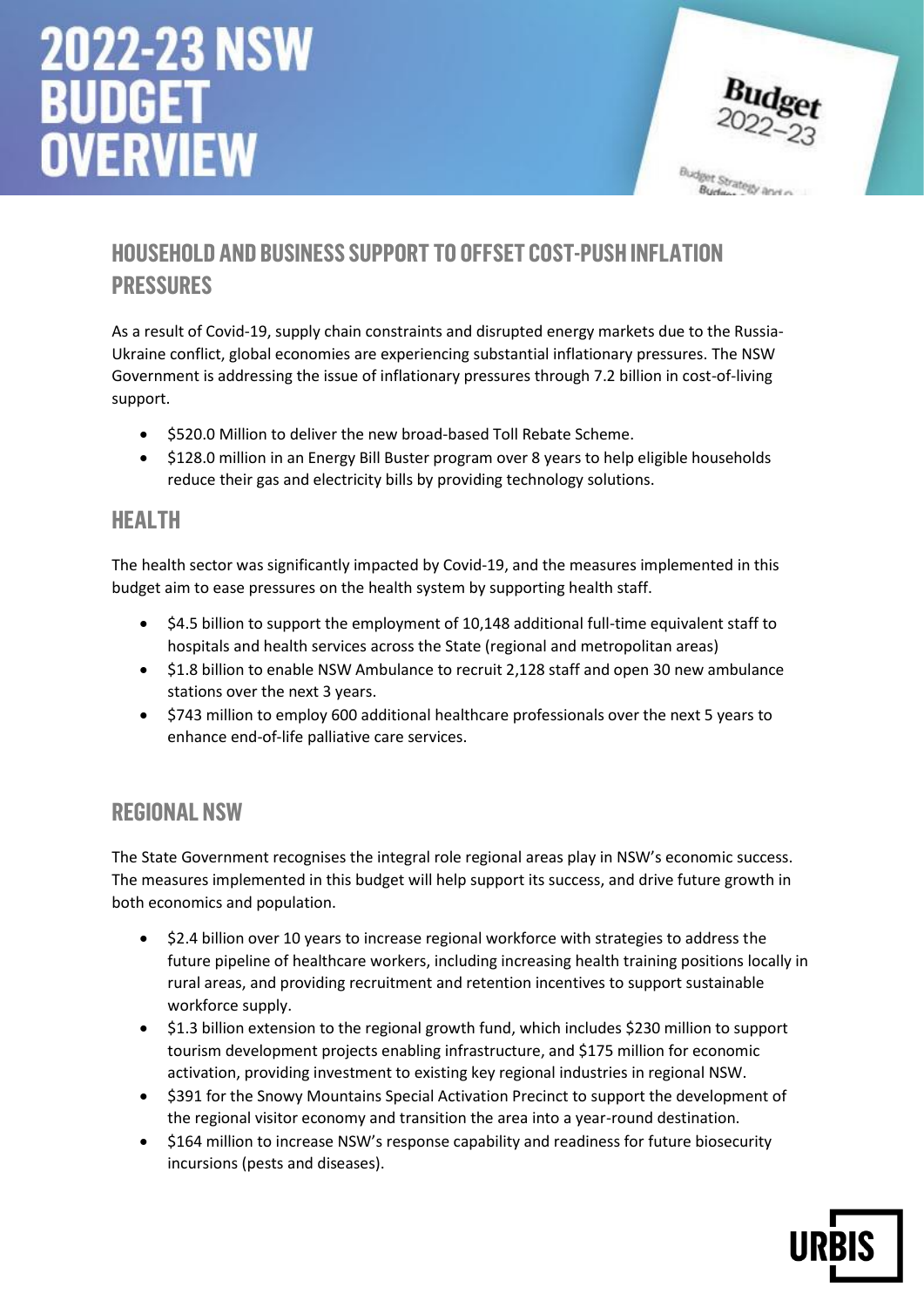# 2022-23 NSW BUDGET OVERVIEW

## HOUSEHOLD AND BUSINESS SUPPORT TO OFFSET COST-PUSH INFLATION PRESSURES

As a result of Covid-19, supply chain constraints and disrupted energy markets due to the Russia-Ukraine conflict, global economies are experiencing substantial inflationary pressures. The NSW Government is addressing the issue of inflationary pressures through 7.2 billion in cost-of-living support.

- $520.0 Million to deliver the new broad-based Toll Rebate Scheme.
- $128.0 million in an Energy Bill Buster program over 8 years to help eligible households reduce their gas and electricity bills by providing technology solutions.

## HEALTH

The health sector was significantly impacted by Covid-19, and the measures implemented in this budget aim to ease pressures on the health system by supporting health staff.

- $4.5 billion to support the employment of 10,148 additional full-time equivalent staff to hospitals and health services across the State (regional and metropolitan areas)
- $1.8 billion to enable NSW Ambulance to recruit 2,128 staff and open 30 new ambulance stations over the next 3 years.
- $743 million to employ 600 additional healthcare professionals over the next 5 years to enhance end-of-life palliative care services.

## REGIONAL NSW

The State Government recognises the integral role regional areas play in NSW's economic success. The measures implemented in this budget will help support its success, and drive future growth in both economics and population.

- $2.4 billion over 10 years to increase regional workforce with strategies to address the future pipeline of healthcare workers, including increasing health training positions locally in rural areas, and providing recruitment and retention incentives to support sustainable workforce supply.
- $1.3 billion extension to the regional growth fund, which includes $230 million to support tourism development projects enabling infrastructure, and $175 million for economic activation, providing investment to existing key regional industries in regional NSW.
- $391 for the Snowy Mountains Special Activation Precinct to support the development of the regional visitor economy and transition the area into a year-round destination.
- $164 million to increase NSW's response capability and readiness for future biosecurity incursions (pests and diseases).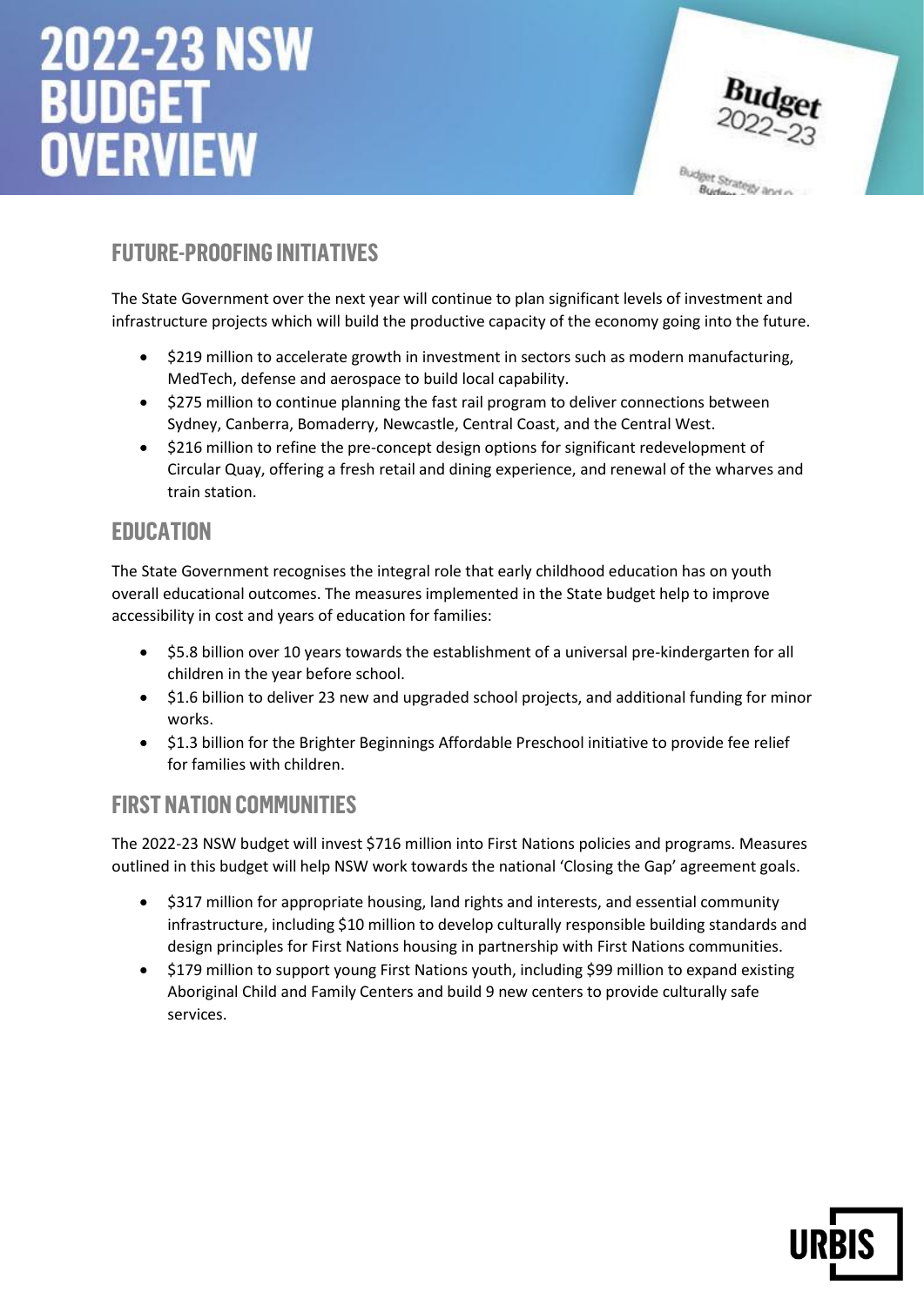# 2022-23 NSW BUDGET OVERVIEW

## FUTURE-PROOFING INITIATIVES

The State Government over the next year will continue to plan significant levels of investment and infrastructure projects which will build the productive capacity of the economy going into the future.

- $219 million to accelerate growth in investment in sectors such as modern manufacturing, MedTech, defense and aerospace to build local capability.
- $275 million to continue planning the fast rail program to deliver connections between Sydney, Canberra, Bomaderry, Newcastle, Central Coast, and the Central West.
- $216 million to refine the pre-concept design options for significant redevelopment of Circular Quay, offering a fresh retail and dining experience, and renewal of the wharves and train station.

## EDUCATION

The State Government recognises the integral role that early childhood education has on youth overall educational outcomes. The measures implemented in the State budget help to improve accessibility in cost and years of education for families:

- $5.8 billion over 10 years towards the establishment of a universal pre-kindergarten for all children in the year before school.
- $1.6 billion to deliver 23 new and upgraded school projects, and additional funding for minor works.
- $1.3 billion for the Brighter Beginnings Affordable Preschool initiative to provide fee relief for families with children.

## FIRST NATION COMMUNITIES

The 2022-23 NSW budget will invest $716 million into First Nations policies and programs. Measures outlined in this budget will help NSW work towards the national 'Closing the Gap' agreement goals.

- $317 million for appropriate housing, land rights and interests, and essential community infrastructure, including $10 million to develop culturally responsible building standards and design principles for First Nations housing in partnership with First Nations communities.
- $179 million to support young First Nations youth, including $99 million to expand existing Aboriginal Child and Family Centers and build 9 new centers to provide culturally safe services.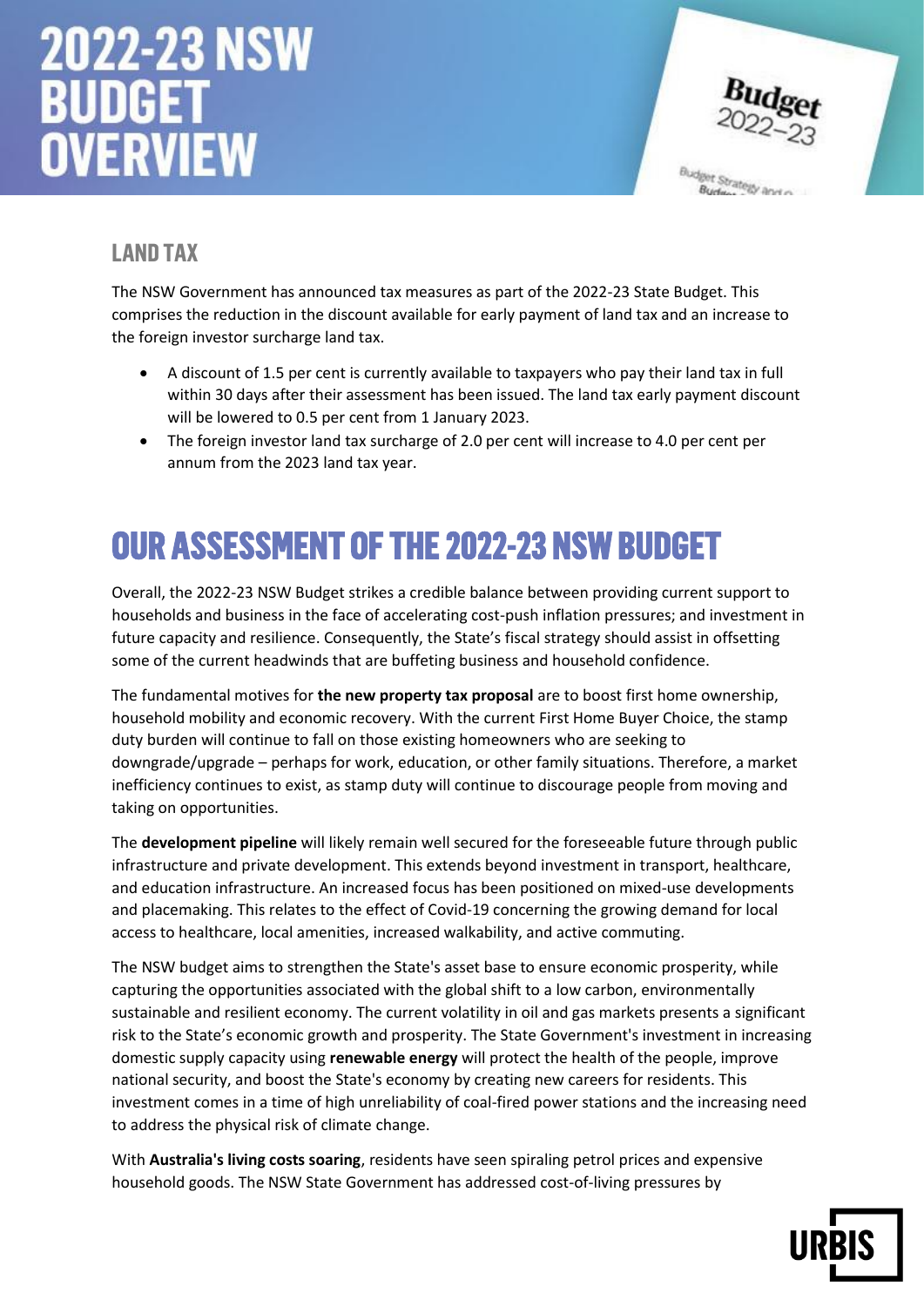## LAND TAX

The NSW Government has announced tax measures as part of the 2022-23 State Budget. This comprises the reduction in the discount available for early payment of land tax and an increase to the foreign investor surcharge land tax.

- A discount of 1.5 per cent is currently available to taxpayers who pay their land tax in full within 30 days after their assessment has been issued. The land tax early payment discount will be lowered to 0.5 per cent from 1 January 2023.
- The foreign investor land tax surcharge of 2.0 per cent will increase to 4.0 per cent per annum from the 2023 land tax year.

# OUR ASSESSMENT OF THE 2022-23 NSW BUDGET

Overall, the 2022-23 NSW Budget strikes a credible balance between providing current support to households and business in the face of accelerating cost-push inflation pressures; and investment in future capacity and resilience. Consequently, the State's fiscal strategy should assist in offsetting some of the current headwinds that are buffeting business and household confidence.

The fundamental motives for **the new property tax proposal** are to boost first home ownership, household mobility and economic recovery. With the current First Home Buyer Choice, the stamp duty burden will continue to fall on those existing homeowners who are seeking to downgrade/upgrade – perhaps for work, education, or other family situations. Therefore, a market inefficiency continues to exist, as stamp duty will continue to discourage people from moving and taking on opportunities.

The **development pipeline** will likely remain well secured for the foreseeable future through public infrastructure and private development. This extends beyond investment in transport, healthcare, and education infrastructure. An increased focus has been positioned on mixed-use developments and placemaking. This relates to the effect of Covid-19 concerning the growing demand for local access to healthcare, local amenities, increased walkability, and active commuting.

The NSW budget aims to strengthen the State's asset base to ensure economic prosperity, while capturing the opportunities associated with the global shift to a low carbon, environmentally sustainable and resilient economy. The current volatility in oil and gas markets presents a significant risk to the State's economic growth and prosperity. The State Government's investment in increasing domestic supply capacity using **renewable energy** will protect the health of the people, improve national security, and boost the State's economy by creating new careers for residents. This investment comes in a time of high unreliability of coal-fired power stations and the increasing need to address the physical risk of climate change.

With **Australia's living costs soaring**, residents have seen spiraling petrol prices and expensive household goods. The NSW State Government has addressed cost-of-living pressures by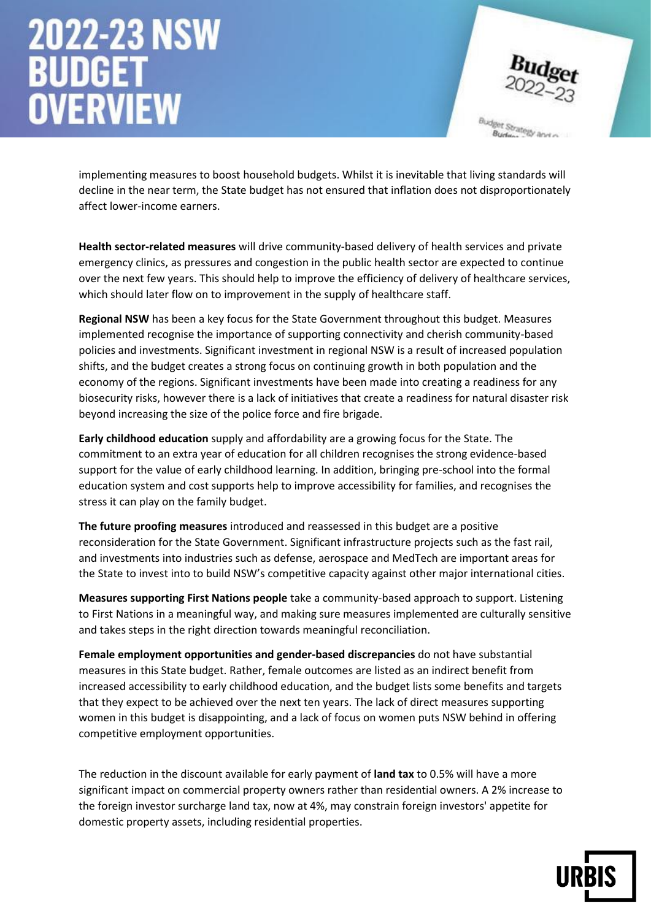implementing measures to boost household budgets. Whilst it is inevitable that living standards will decline in the near term, the State budget has not ensured that inflation does not disproportionately affect lower-income earners.

**Health sector-related measures** will drive community-based delivery of health services and private emergency clinics, as pressures and congestion in the public health sector are expected to continue over the next few years. This should help to improve the efficiency of delivery of healthcare services, which should later flow on to improvement in the supply of healthcare staff.

**Regional NSW** has been a key focus for the State Government throughout this budget. Measures implemented recognise the importance of supporting connectivity and cherish community-based policies and investments. Significant investment in regional NSW is a result of increased population shifts, and the budget creates a strong focus on continuing growth in both population and the economy of the regions. Significant investments have been made into creating a readiness for any biosecurity risks, however there is a lack of initiatives that create a readiness for natural disaster risk beyond increasing the size of the police force and fire brigade.

**Early childhood education** supply and affordability are a growing focus for the State. The commitment to an extra year of education for all children recognises the strong evidence-based support for the value of early childhood learning. In addition, bringing pre-school into the formal education system and cost supports help to improve accessibility for families, and recognises the stress it can play on the family budget.

**The future proofing measures** introduced and reassessed in this budget are a positive reconsideration for the State Government. Significant infrastructure projects such as the fast rail, and investments into industries such as defense, aerospace and MedTech are important areas for the State to invest into to build NSW's competitive capacity against other major international cities.

**Measures supporting First Nations people** take a community-based approach to support. Listening to First Nations in a meaningful way, and making sure measures implemented are culturally sensitive and takes steps in the right direction towards meaningful reconciliation.

**Female employment opportunities and gender-based discrepancies** do not have substantial measures in this State budget. Rather, female outcomes are listed as an indirect benefit from increased accessibility to early childhood education, and the budget lists some benefits and targets that they expect to be achieved over the next ten years. The lack of direct measures supporting women in this budget is disappointing, and a lack of focus on women puts NSW behind in offering competitive employment opportunities.

The reduction in the discount available for early payment of **land tax** to 0.5% will have a more significant impact on commercial property owners rather than residential owners. A 2% increase to the foreign investor surcharge land tax, now at 4%, may constrain foreign investors' appetite for domestic property assets, including residential properties.